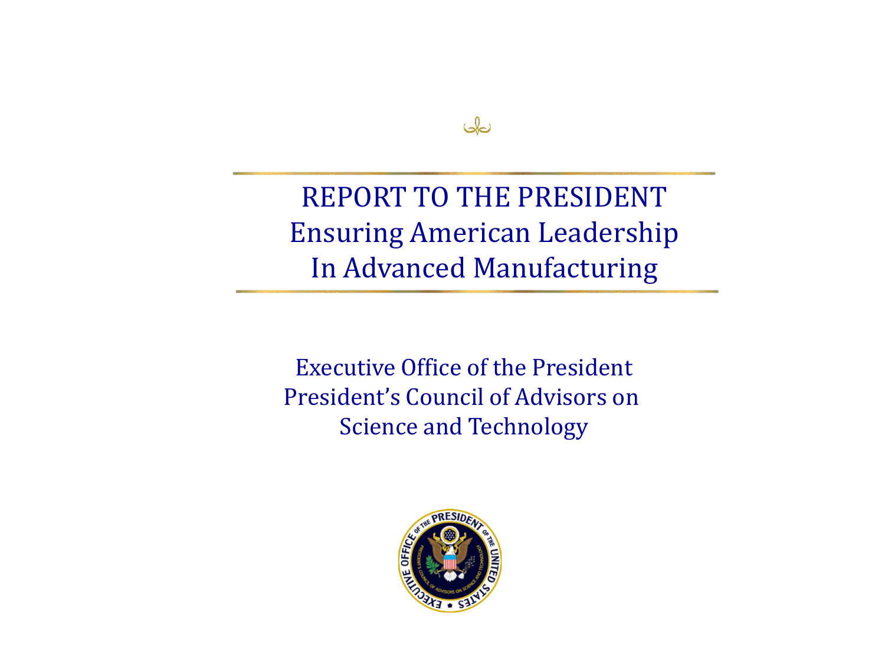# REPORT TO THE PRESIDENT
# Ensuring American Leadership In Advanced Manufacturing

Executive Office of the President
President's Council of Advisors on Science and Technology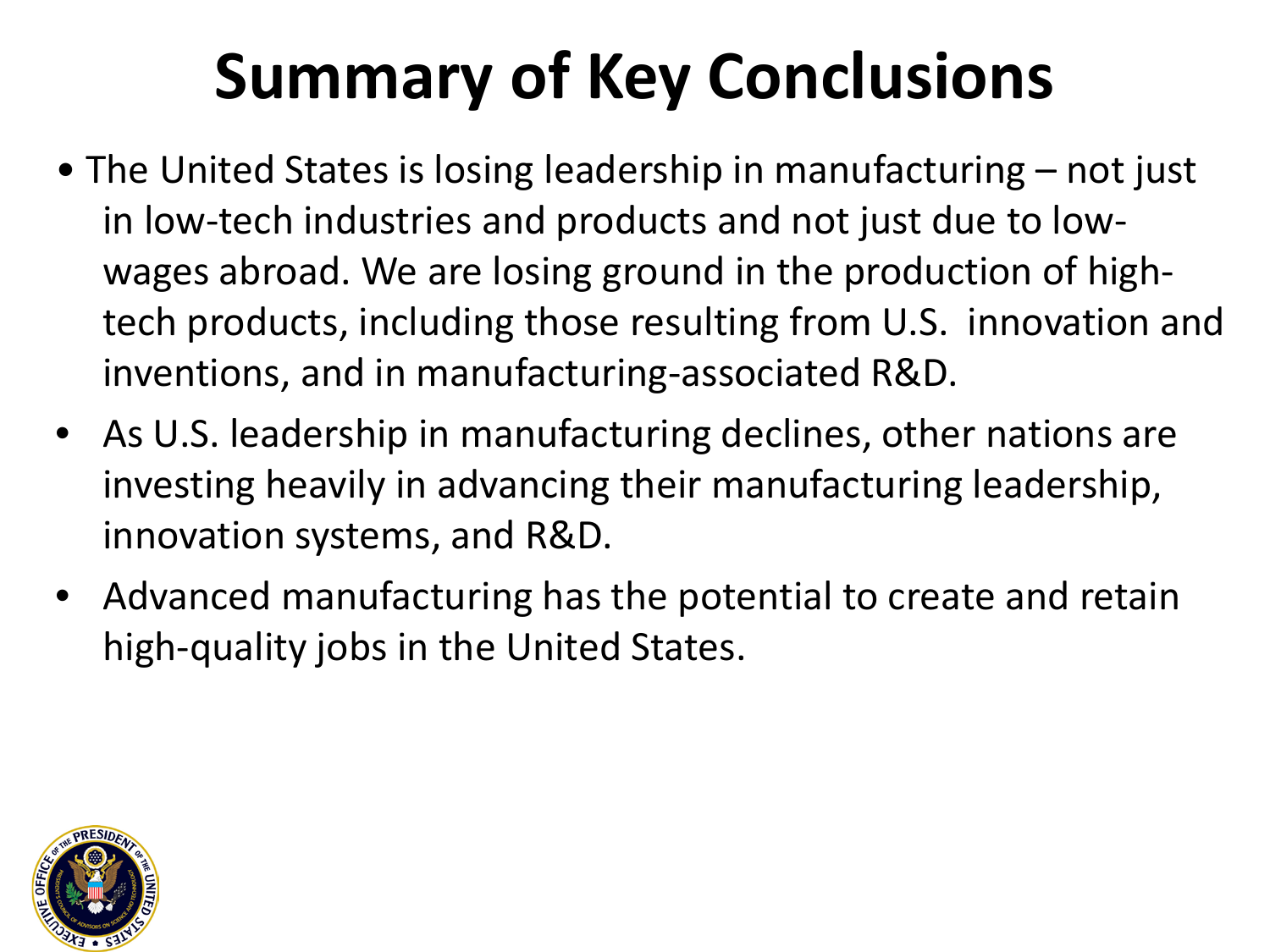# Summary of Key Conclusions

- The United States is losing leadership in manufacturing – not just in low-tech industries and products and not just due to low-wages abroad. We are losing ground in the production of high-tech products, including those resulting from U.S. innovation and inventions, and in manufacturing-associated R&D.
- As U.S. leadership in manufacturing declines, other nations are investing heavily in advancing their manufacturing leadership, innovation systems, and R&D.
- Advanced manufacturing has the potential to create and retain high-quality jobs in the United States.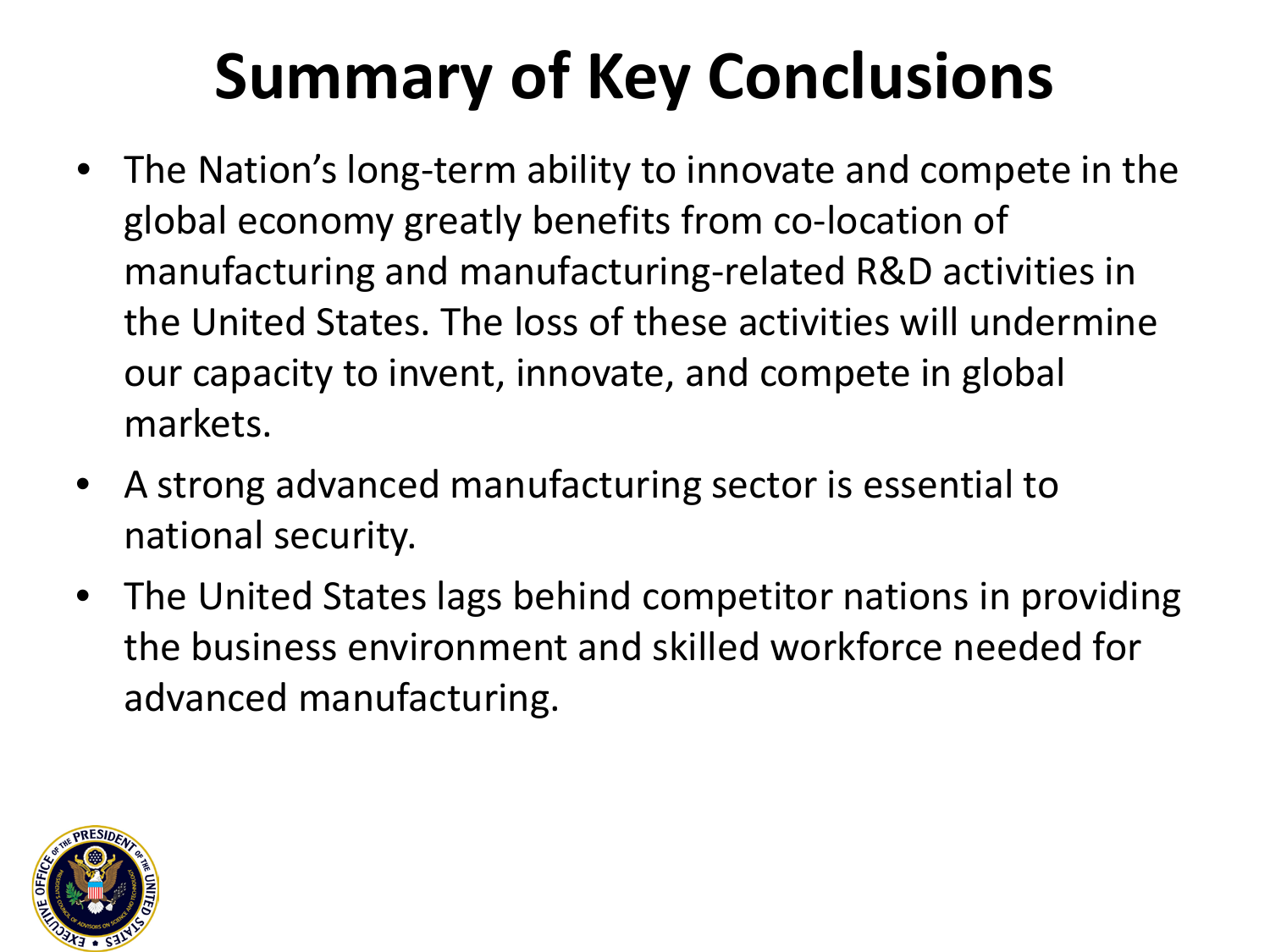# Summary of Key Conclusions

- The Nation's long-term ability to innovate and compete in the global economy greatly benefits from co-location of manufacturing and manufacturing-related R&D activities in the United States. The loss of these activities will undermine our capacity to invent, innovate, and compete in global markets.
- A strong advanced manufacturing sector is essential to national security.
- The United States lags behind competitor nations in providing the business environment and skilled workforce needed for advanced manufacturing.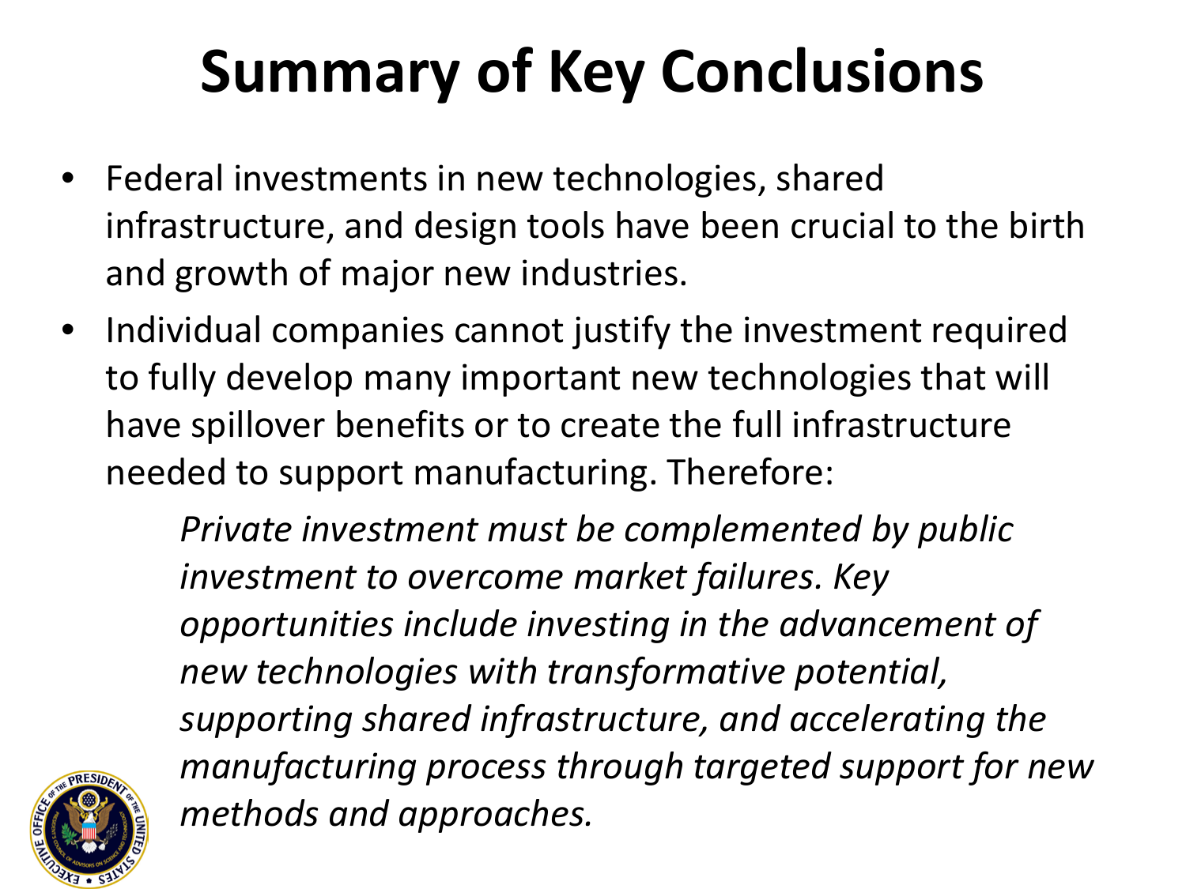# Summary of Key Conclusions

- Federal investments in new technologies, shared infrastructure, and design tools have been crucial to the birth and growth of major new industries.
- Individual companies cannot justify the investment required to fully develop many important new technologies that will have spillover benefits or to create the full infrastructure needed to support manufacturing. Therefore:

  *Private investment must be complemented by public investment to overcome market failures. Key opportunities include investing in the advancement of new technologies with transformative potential, supporting shared infrastructure, and accelerating the manufacturing process through targeted support for new methods and approaches.*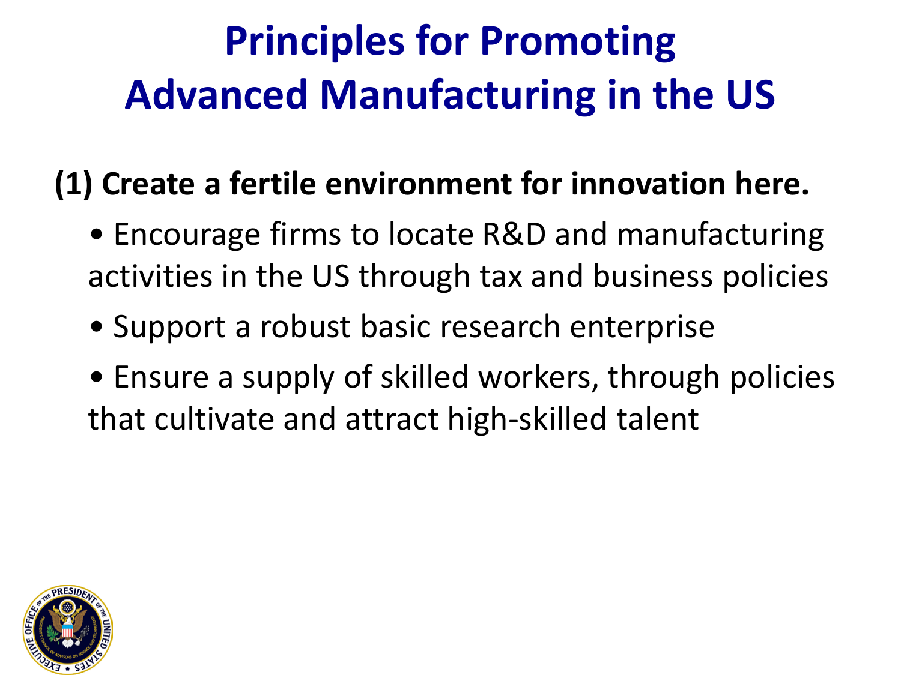# Principles for Promoting Advanced Manufacturing in the US

**(1) Create a fertile environment for innovation here.**

- Encourage firms to locate R&D and manufacturing activities in the US through tax and business policies
- Support a robust basic research enterprise
- Ensure a supply of skilled workers, through policies that cultivate and attract high-skilled talent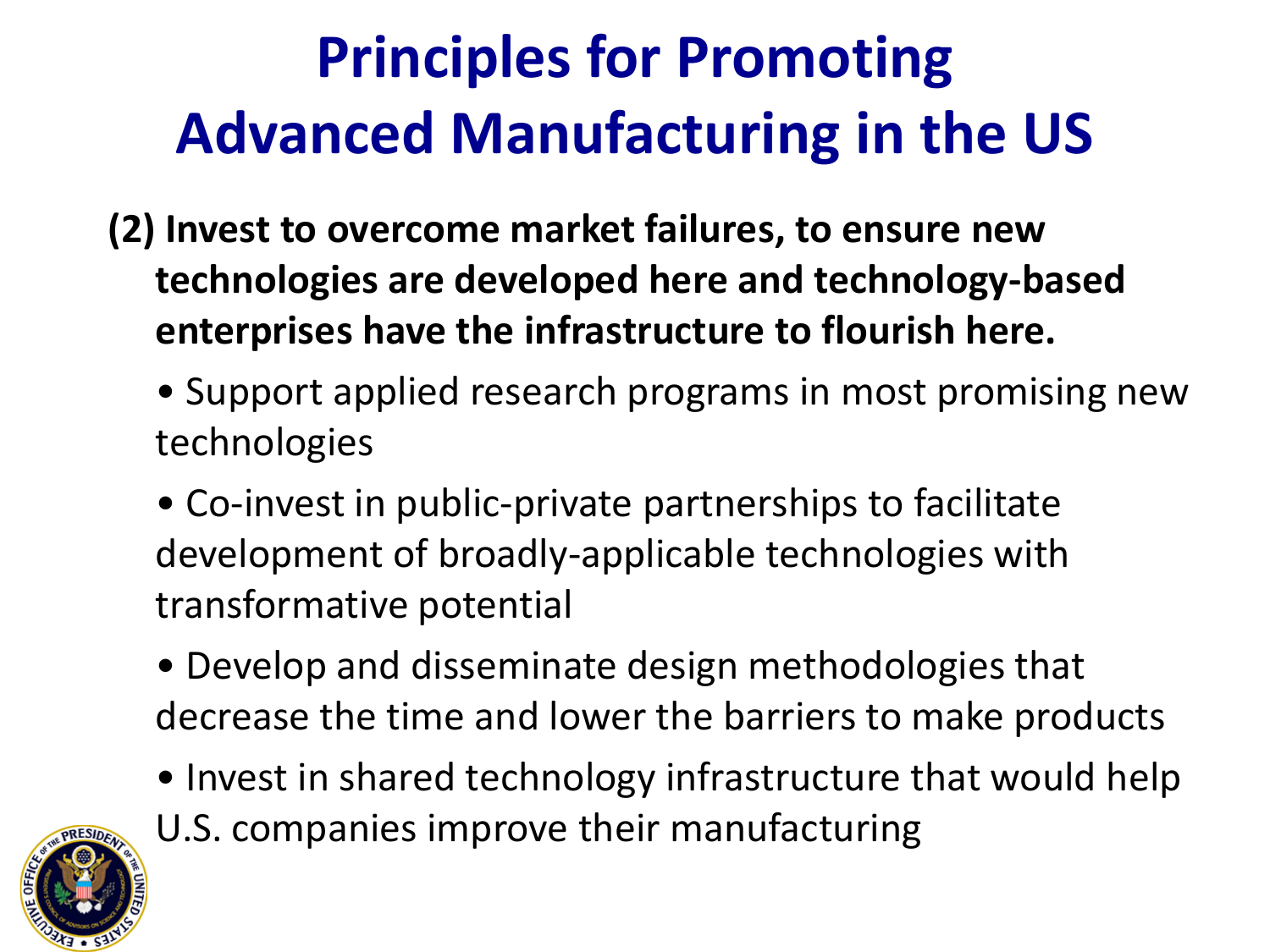# Principles for Promoting Advanced Manufacturing in the US

**(2) Invest to overcome market failures, to ensure new technologies are developed here and technology-based enterprises have the infrastructure to flourish here.**

- Support applied research programs in most promising new technologies
- Co-invest in public-private partnerships to facilitate development of broadly-applicable technologies with transformative potential
- Develop and disseminate design methodologies that decrease the time and lower the barriers to make products
- Invest in shared technology infrastructure that would help U.S. companies improve their manufacturing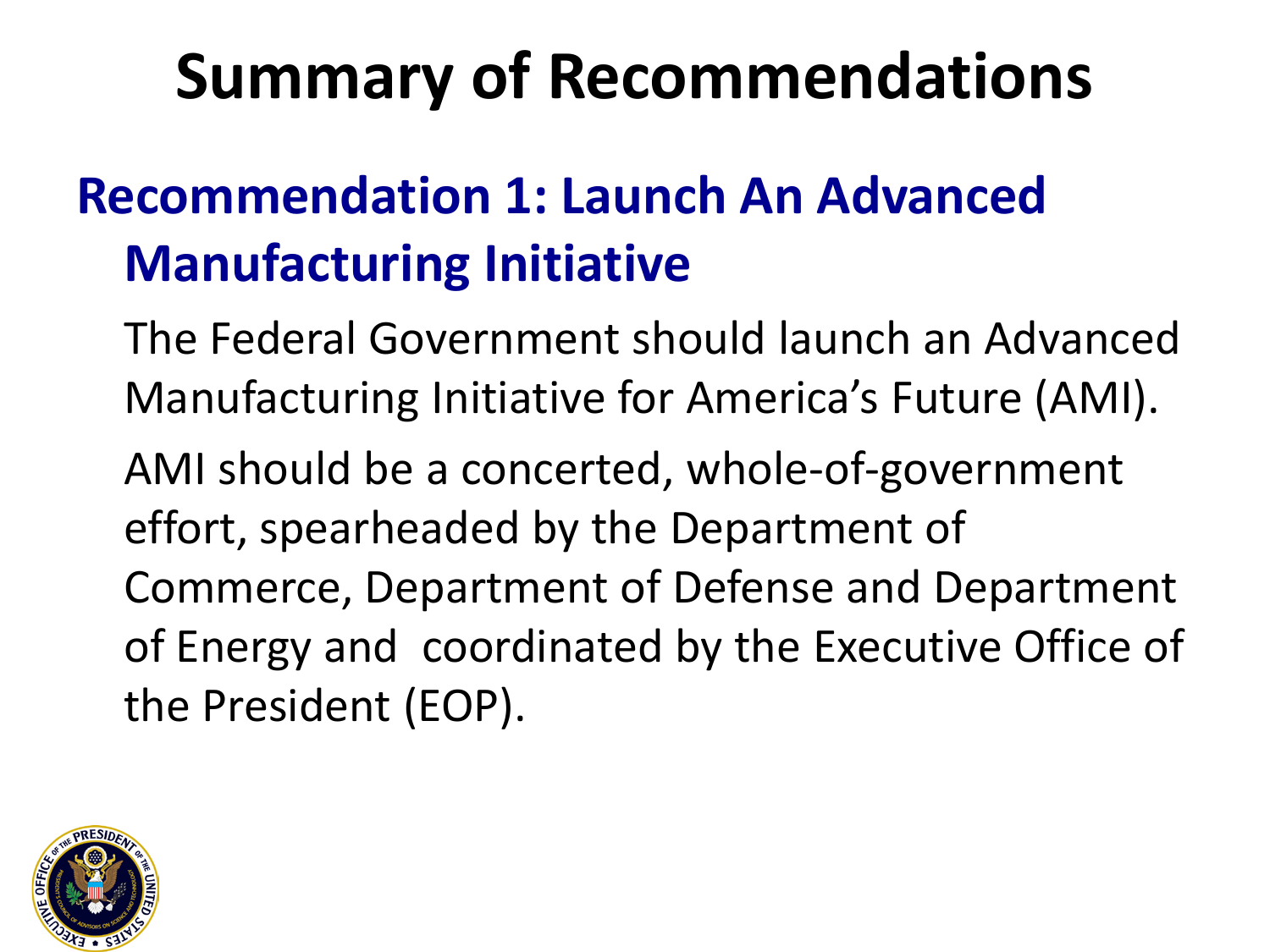# Summary of Recommendations

## Recommendation 1: Launch An Advanced Manufacturing Initiative

The Federal Government should launch an Advanced Manufacturing Initiative for America's Future (AMI).

AMI should be a concerted, whole-of-government effort, spearheaded by the Department of Commerce, Department of Defense and Department of Energy and coordinated by the Executive Office of the President (EOP).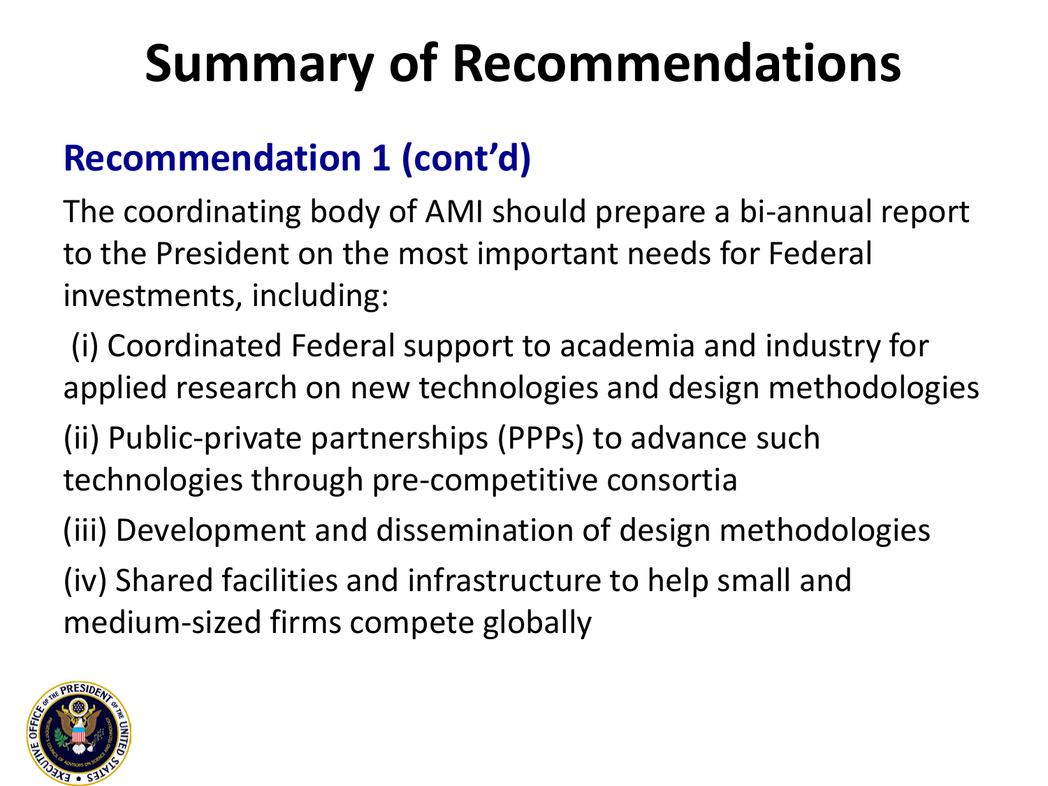# Summary of Recommendations

## Recommendation 1 (cont'd)

The coordinating body of AMI should prepare a bi-annual report to the President on the most important needs for Federal investments, including:

(i) Coordinated Federal support to academia and industry for applied research on new technologies and design methodologies

(ii) Public-private partnerships (PPPs) to advance such technologies through pre-competitive consortia

(iii) Development and dissemination of design methodologies

(iv) Shared facilities and infrastructure to help small and medium-sized firms compete globally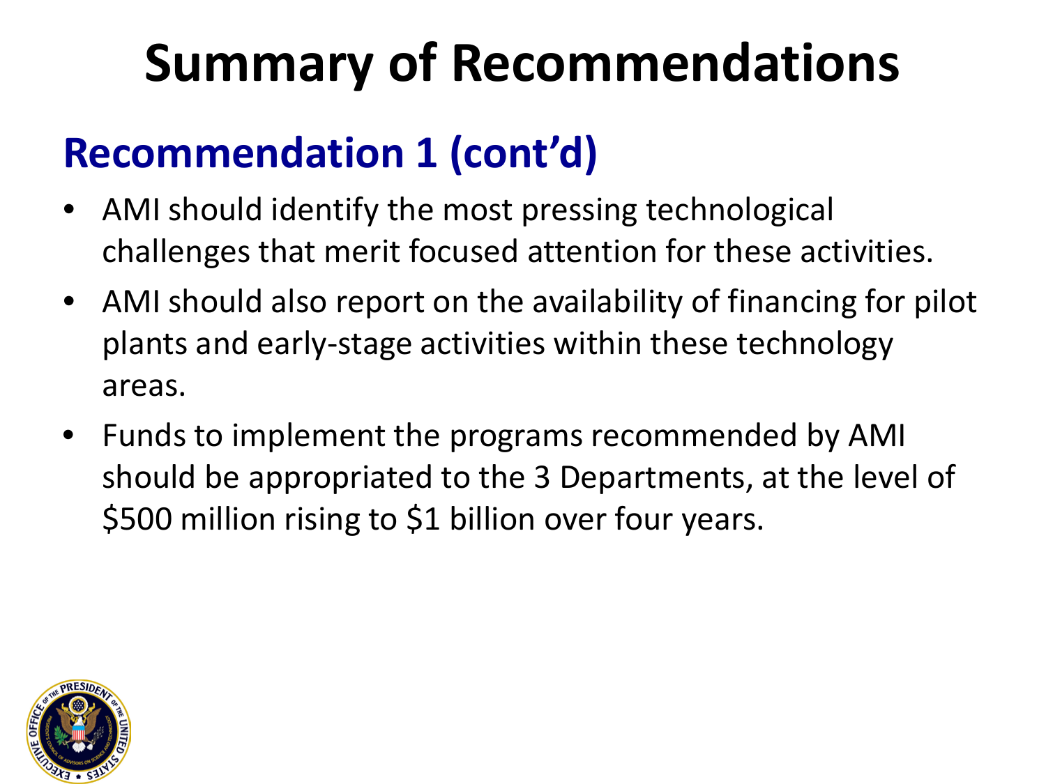# Summary of Recommendations

## Recommendation 1 (cont'd)

- AMI should identify the most pressing technological challenges that merit focused attention for these activities.
- AMI should also report on the availability of financing for pilot plants and early-stage activities within these technology areas.
- Funds to implement the programs recommended by AMI should be appropriated to the 3 Departments, at the level of $500 million rising to $1 billion over four years.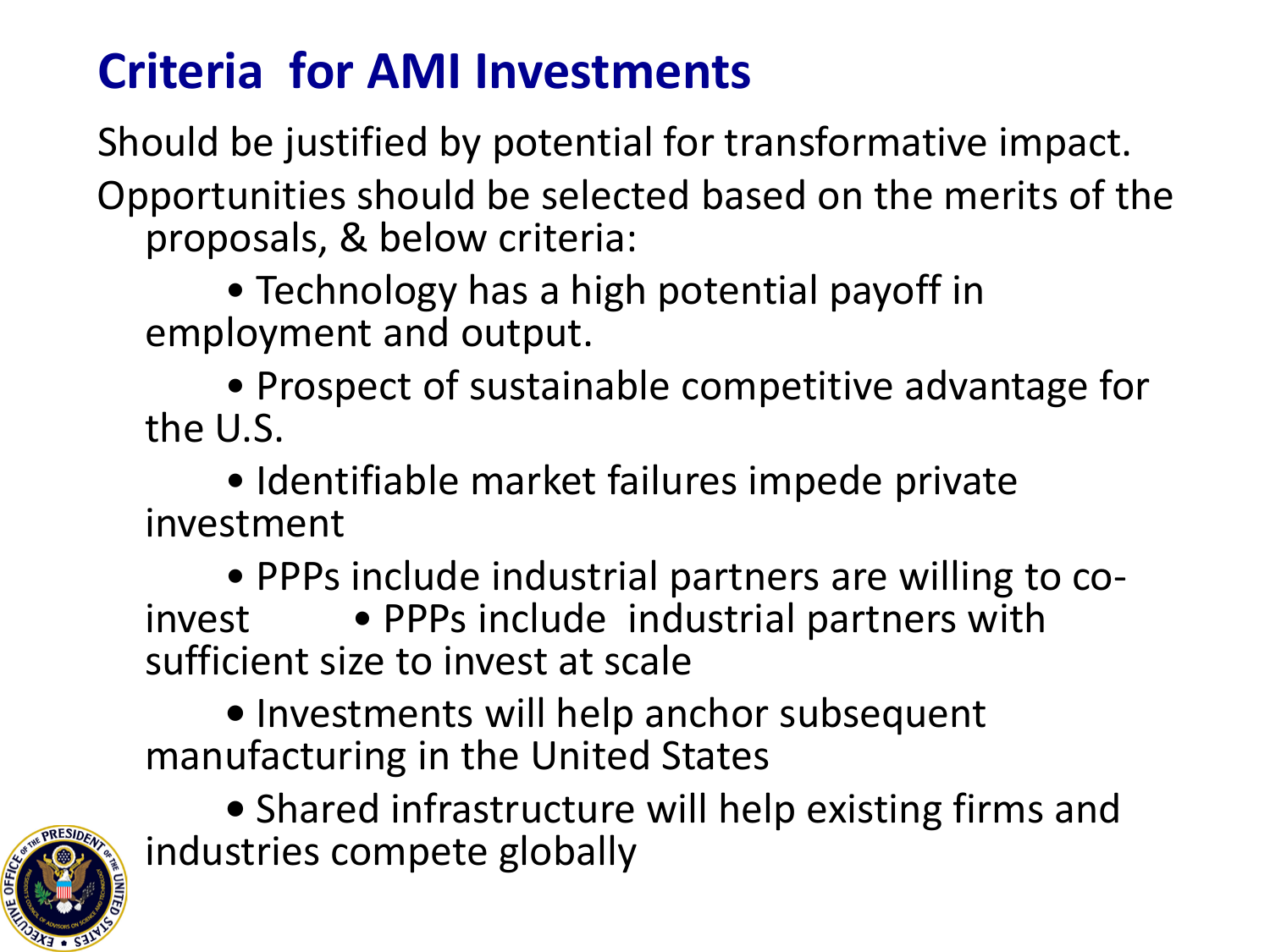# Criteria for AMI Investments

Should be justified by potential for transformative impact.

Opportunities should be selected based on the merits of the proposals, & below criteria:

- Technology has a high potential payoff in employment and output.
- Prospect of sustainable competitive advantage for the U.S.
- Identifiable market failures impede private investment
- PPPs include industrial partners are willing to co-invest
- PPPs include industrial partners with sufficient size to invest at scale
- Investments will help anchor subsequent manufacturing in the United States
- Shared infrastructure will help existing firms and industries compete globally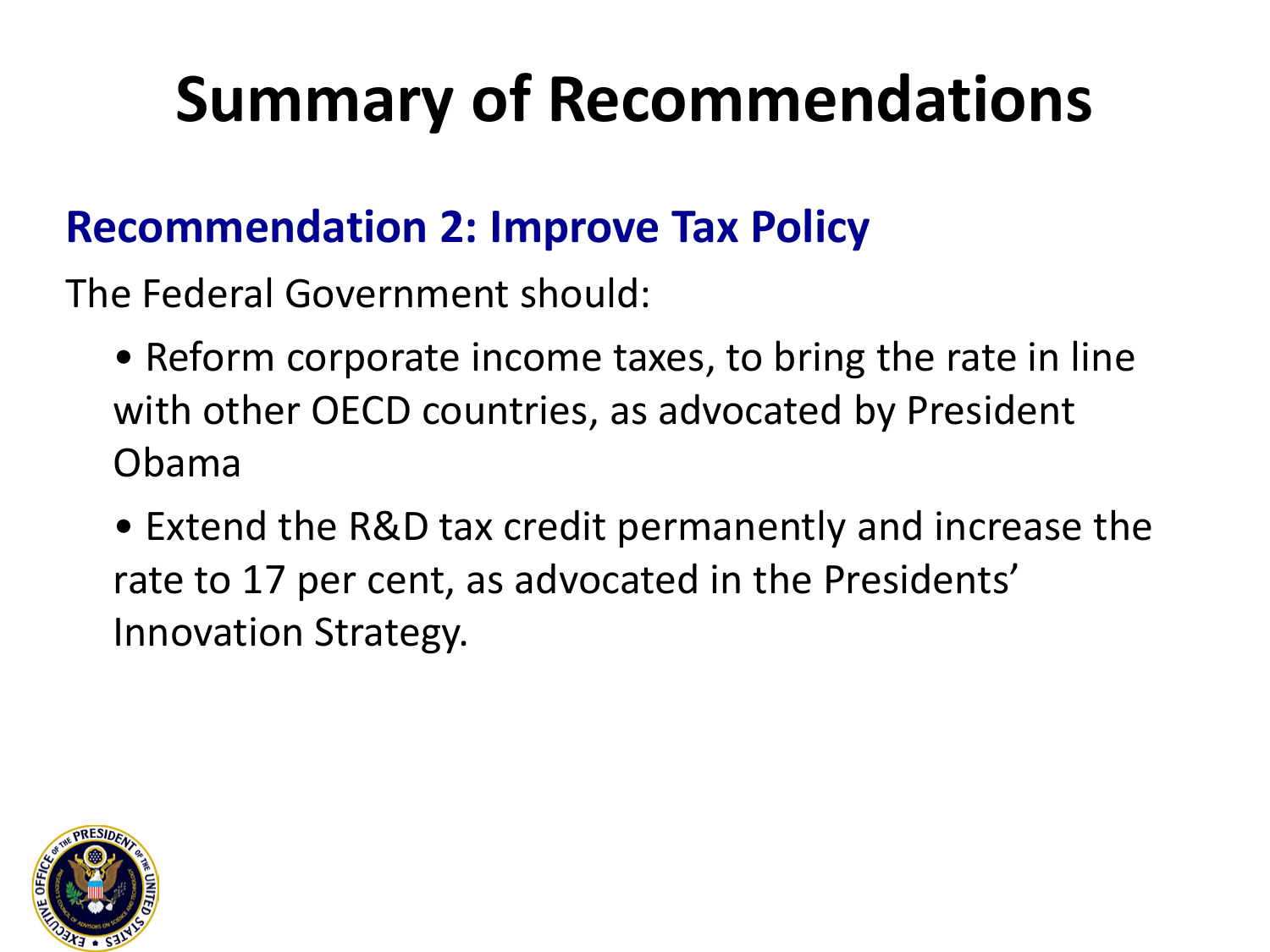# Summary of Recommendations

## Recommendation 2: Improve Tax Policy

The Federal Government should:

- Reform corporate income taxes, to bring the rate in line with other OECD countries, as advocated by President Obama
- Extend the R&D tax credit permanently and increase the rate to 17 per cent, as advocated in the Presidents' Innovation Strategy.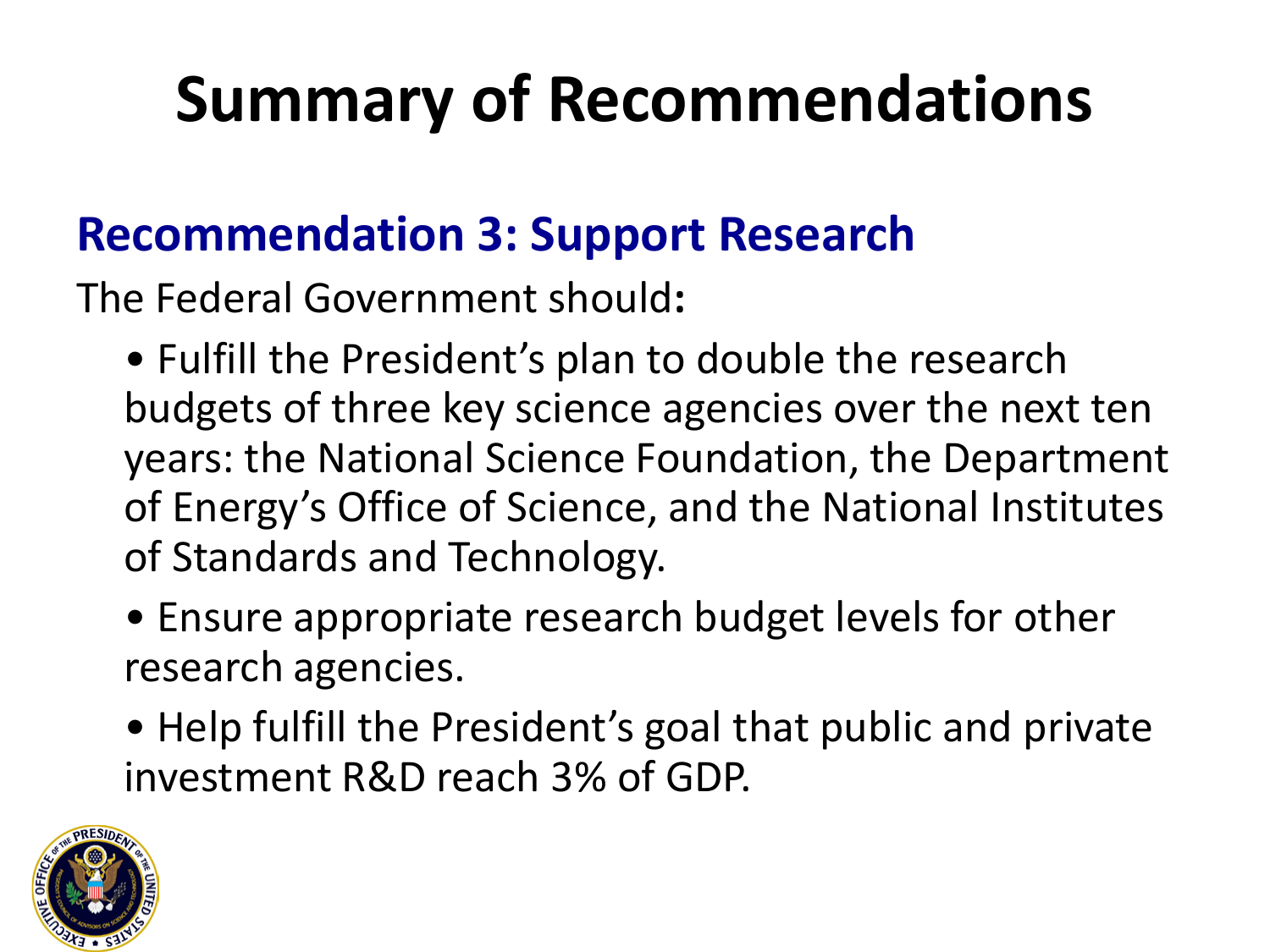# Summary of Recommendations

## Recommendation 3: Support Research

The Federal Government should**:**

- Fulfill the President's plan to double the research budgets of three key science agencies over the next ten years: the National Science Foundation, the Department of Energy's Office of Science, and the National Institutes of Standards and Technology.
- Ensure appropriate research budget levels for other research agencies.
- Help fulfill the President's goal that public and private investment R&D reach 3% of GDP.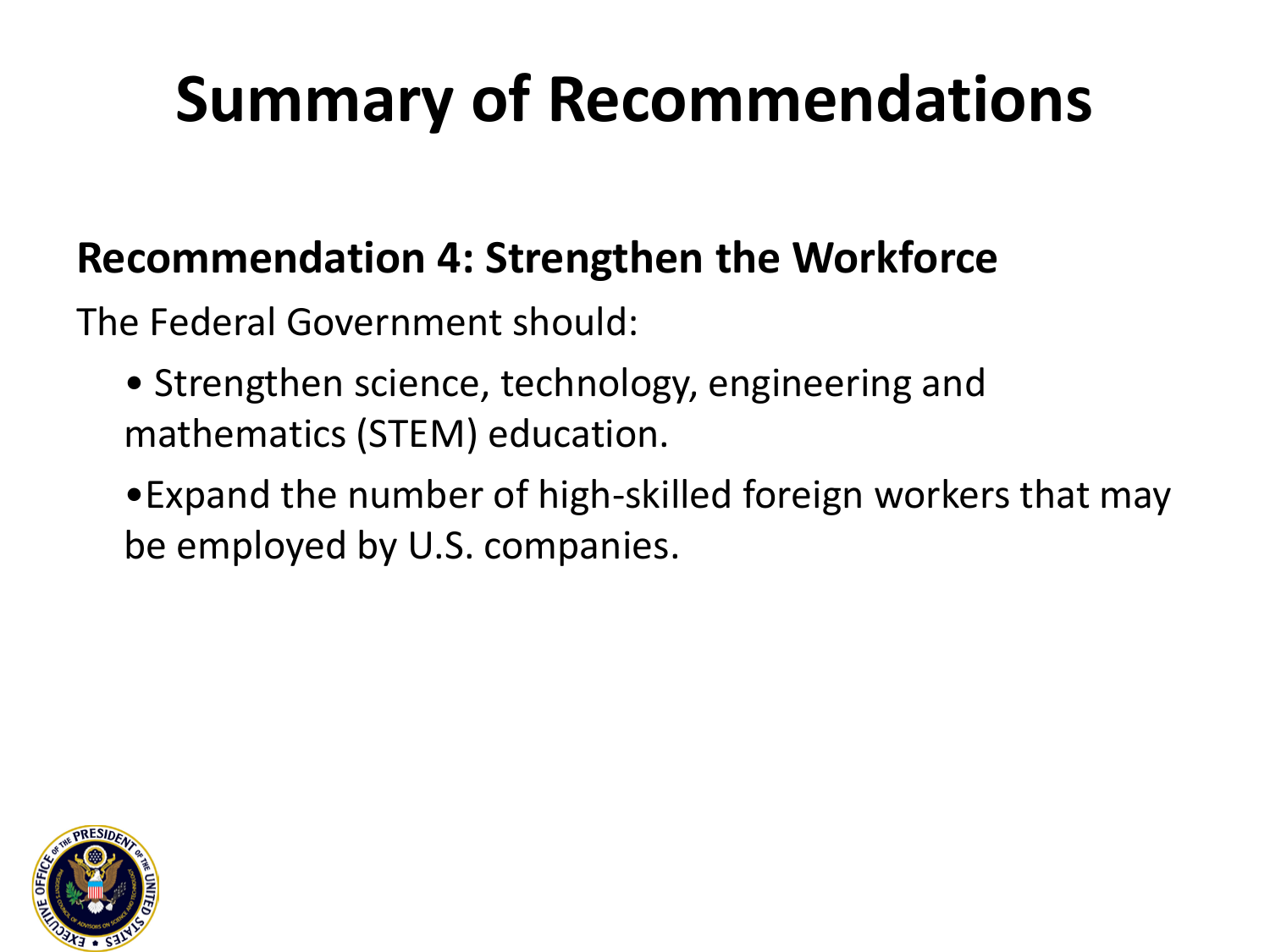# Summary of Recommendations

## Recommendation 4: Strengthen the Workforce

The Federal Government should:

- Strengthen science, technology, engineering and mathematics (STEM) education.
- Expand the number of high-skilled foreign workers that may be employed by U.S. companies.